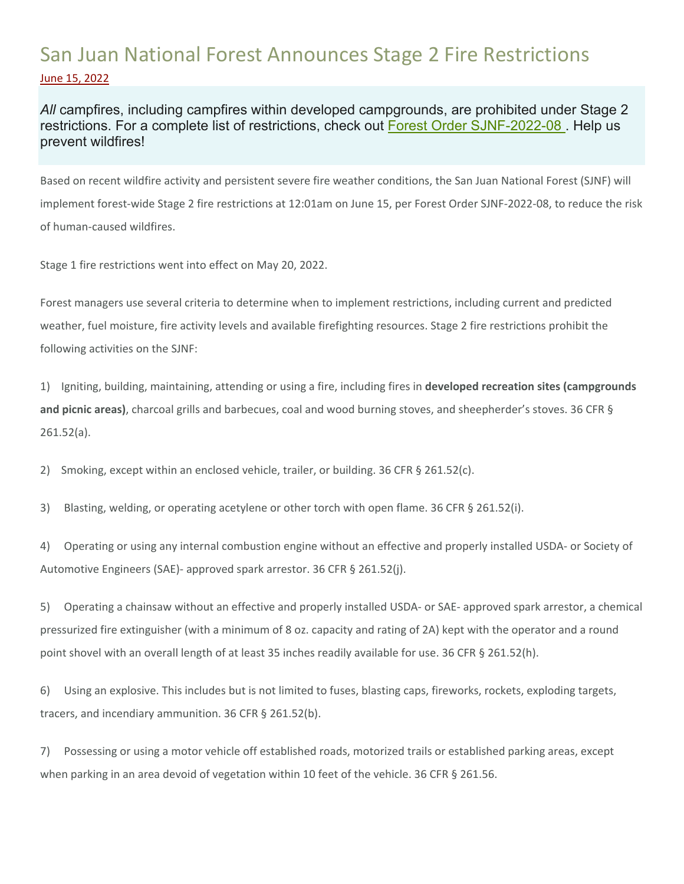# San Juan National Forest Announces Stage 2 Fire Restrictions

June 15, 2022

*All* campfires, including campfires within developed campgrounds, are prohibited under Stage 2 restrictions. For a complete list of restrictions, check out Forest Order SJNF-2022-08 . Help us prevent wildfires!

Based on recent wildfire activity and persistent severe fire weather conditions, the San Juan National Forest (SJNF) will implement forest-wide Stage 2 fire restrictions at 12:01am on June 15, per Forest Order SJNF-2022-08, to reduce the risk of human-caused wildfires.

Stage 1 fire restrictions went into effect on May 20, 2022.

Forest managers use several criteria to determine when to implement restrictions, including current and predicted weather, fuel moisture, fire activity levels and available firefighting resources. Stage 2 fire restrictions prohibit the following activities on the SJNF:

1) Igniting, building, maintaining, attending or using a fire, including fires in **developed recreation sites (campgrounds and picnic areas)**, charcoal grills and barbecues, coal and wood burning stoves, and sheepherder's stoves. 36 CFR § 261.52(a).

2) Smoking, except within an enclosed vehicle, trailer, or building. 36 CFR § 261.52(c).

3) Blasting, welding, or operating acetylene or other torch with open flame. 36 CFR § 261.52(i).

4) Operating or using any internal combustion engine without an effective and properly installed USDA- or Society of Automotive Engineers (SAE)- approved spark arrestor. 36 CFR § 261.52(j).

5) Operating a chainsaw without an effective and properly installed USDA- or SAE- approved spark arrestor, a chemical pressurized fire extinguisher (with a minimum of 8 oz. capacity and rating of 2A) kept with the operator and a round point shovel with an overall length of at least 35 inches readily available for use. 36 CFR § 261.52(h).

6) Using an explosive. This includes but is not limited to fuses, blasting caps, fireworks, rockets, exploding targets, tracers, and incendiary ammunition. 36 CFR § 261.52(b).

7) Possessing or using a motor vehicle off established roads, motorized trails or established parking areas, except when parking in an area devoid of vegetation within 10 feet of the vehicle. 36 CFR § 261.56.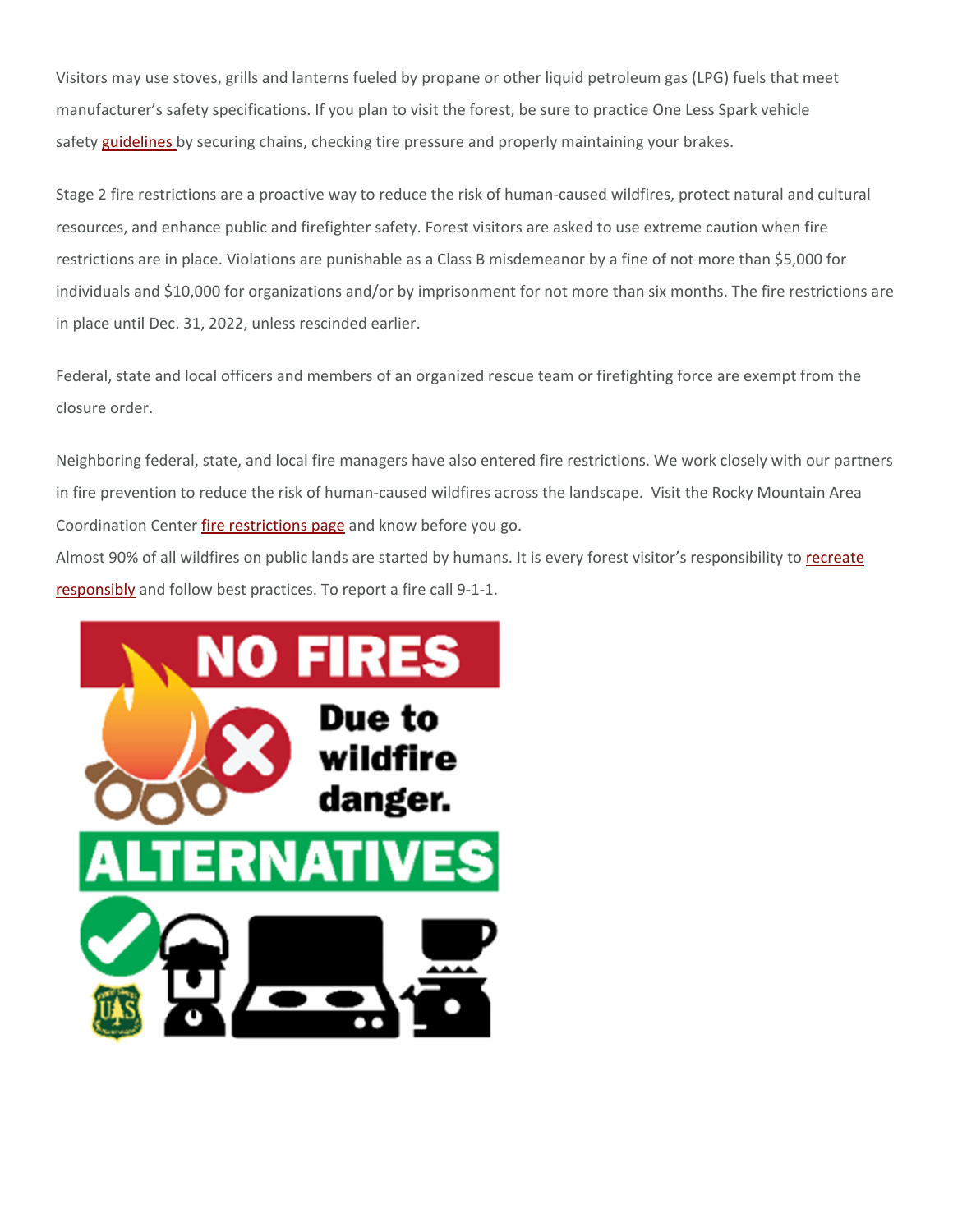Visitors may use stoves, grills and lanterns fueled by propane or other liquid petroleum gas (LPG) fuels that meet manufacturer's safety specifications. If you plan to visit the forest, be sure to practice One Less Spark vehicle safety guidelines by securing chains, checking tire pressure and properly maintaining your brakes.

Stage 2 fire restrictions are a proactive way to reduce the risk of human-caused wildfires, protect natural and cultural resources, and enhance public and firefighter safety. Forest visitors are asked to use extreme caution when fire restrictions are in place. Violations are punishable as a Class B misdemeanor by a fine of not more than $5,000 for individuals and $10,000 for organizations and/or by imprisonment for not more than six months. The fire restrictions are in place until Dec. 31, 2022, unless rescinded earlier.

Federal, state and local officers and members of an organized rescue team or firefighting force are exempt from the closure order.

Neighboring federal, state, and local fire managers have also entered fire restrictions. We work closely with our partners in fire prevention to reduce the risk of human-caused wildfires across the landscape. Visit the Rocky Mountain Area Coordination Center fire restrictions page and know before you go.

Almost 90% of all wildfires on public lands are started by humans. It is every forest visitor's responsibility to recreate responsibly and follow best practices. To report a fire call 9-1-1.

NO FIRES

Due to wildfire danger.

ALTERNATIVES